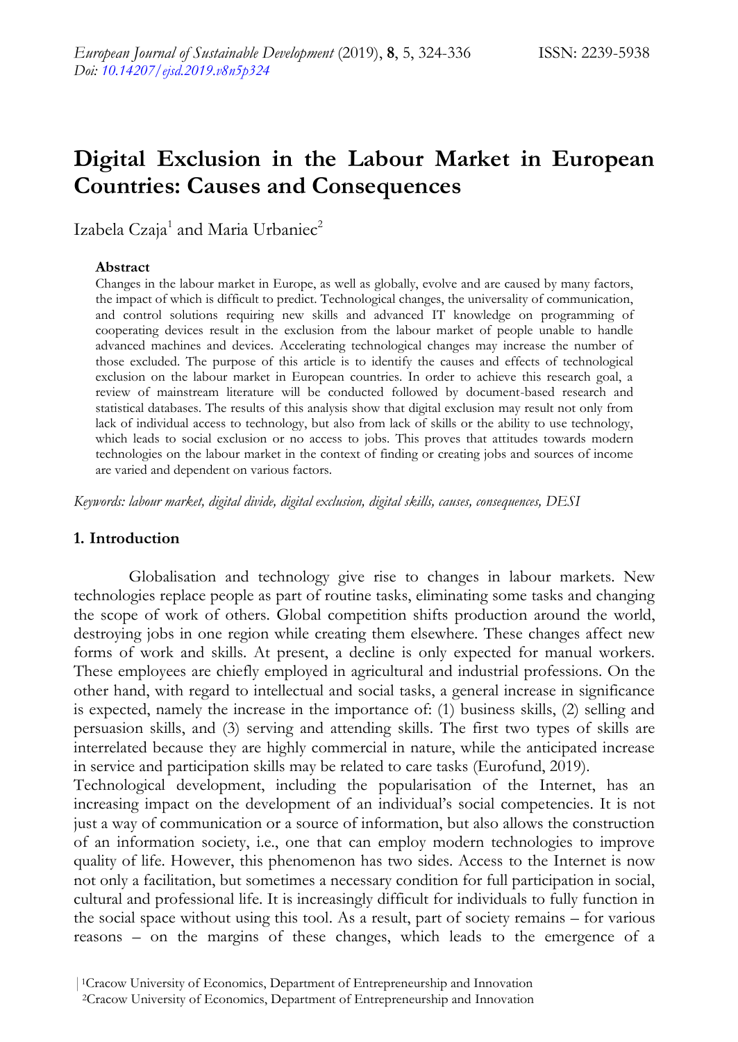# Digital Exclusion in the Labour Market in European Countries: Causes and Consequences

Izabela Czaja[1] and Maria Urbaniec[2]

### Abstract

Changes in the labour market in Europe, as well as globally, evolve and are caused by many factors, the impact of which is difficult to predict. Technological changes, the universality of communication, and control solutions requiring new skills and advanced IT knowledge on programming of cooperating devices result in the exclusion from the labour market of people unable to handle advanced machines and devices. Accelerating technological changes may increase the number of those excluded. The purpose of this article is to identify the causes and effects of technological exclusion on the labour market in European countries. In order to achieve this research goal, a review of mainstream literature will be conducted followed by document-based research and statistical databases. The results of this analysis show that digital exclusion may result not only from lack of individual access to technology, but also from lack of skills or the ability to use technology, which leads to social exclusion or no access to jobs. This proves that attitudes towards modern technologies on the labour market in the context of finding or creating jobs and sources of income are varied and dependent on various factors.

*Keywords: labour market, digital divide, digital exclusion, digital skills, causes, consequences, DESI*

## 1. Introduction

Globalisation and technology give rise to changes in labour markets. New technologies replace people as part of routine tasks, eliminating some tasks and changing the scope of work of others. Global competition shifts production around the world, destroying jobs in one region while creating them elsewhere. These changes affect new forms of work and skills. At present, a decline is only expected for manual workers. These employees are chiefly employed in agricultural and industrial professions. On the other hand, with regard to intellectual and social tasks, a general increase in significance is expected, namely the increase in the importance of: (1) business skills, (2) selling and persuasion skills, and (3) serving and attending skills. The first two types of skills are interrelated because they are highly commercial in nature, while the anticipated increase in service and participation skills may be related to care tasks (Eurofund, 2019).

Technological development, including the popularisation of the Internet, has an increasing impact on the development of an individual's social competencies. It is not just a way of communication or a source of information, but also allows the construction of an information society, i.e., one that can employ modern technologies to improve quality of life. However, this phenomenon has two sides. Access to the Internet is now not only a facilitation, but sometimes a necessary condition for full participation in social, cultural and professional life. It is increasingly difficult for individuals to fully function in the social space without using this tool. As a result, part of society remains – for various reasons – on the margins of these changes, which leads to the emergence of a

[1]Cracow University of Economics, Department of Entrepreneurship and Innovation
[2]Cracow University of Economics, Department of Entrepreneurship and Innovation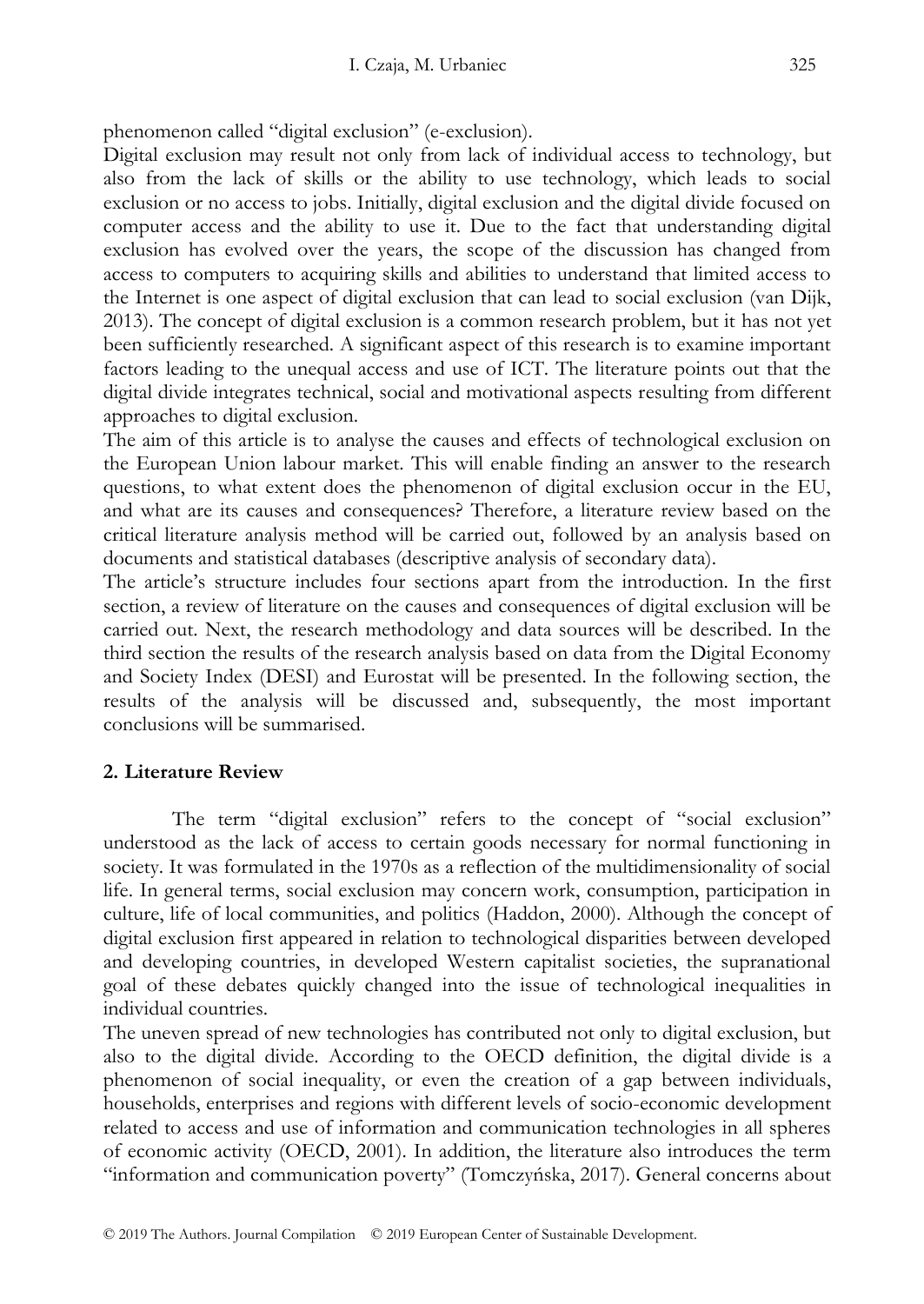phenomenon called "digital exclusion" (e-exclusion).

Digital exclusion may result not only from lack of individual access to technology, but also from the lack of skills or the ability to use technology, which leads to social exclusion or no access to jobs. Initially, digital exclusion and the digital divide focused on computer access and the ability to use it. Due to the fact that understanding digital exclusion has evolved over the years, the scope of the discussion has changed from access to computers to acquiring skills and abilities to understand that limited access to the Internet is one aspect of digital exclusion that can lead to social exclusion (van Dijk, 2013). The concept of digital exclusion is a common research problem, but it has not yet been sufficiently researched. A significant aspect of this research is to examine important factors leading to the unequal access and use of ICT. The literature points out that the digital divide integrates technical, social and motivational aspects resulting from different approaches to digital exclusion.

The aim of this article is to analyse the causes and effects of technological exclusion on the European Union labour market. This will enable finding an answer to the research questions, to what extent does the phenomenon of digital exclusion occur in the EU, and what are its causes and consequences? Therefore, a literature review based on the critical literature analysis method will be carried out, followed by an analysis based on documents and statistical databases (descriptive analysis of secondary data).

The article's structure includes four sections apart from the introduction. In the first section, a review of literature on the causes and consequences of digital exclusion will be carried out. Next, the research methodology and data sources will be described. In the third section the results of the research analysis based on data from the Digital Economy and Society Index (DESI) and Eurostat will be presented. In the following section, the results of the analysis will be discussed and, subsequently, the most important conclusions will be summarised.

## 2. Literature Review

The term "digital exclusion" refers to the concept of "social exclusion" understood as the lack of access to certain goods necessary for normal functioning in society. It was formulated in the 1970s as a reflection of the multidimensionality of social life. In general terms, social exclusion may concern work, consumption, participation in culture, life of local communities, and politics (Haddon, 2000). Although the concept of digital exclusion first appeared in relation to technological disparities between developed and developing countries, in developed Western capitalist societies, the supranational goal of these debates quickly changed into the issue of technological inequalities in individual countries.

The uneven spread of new technologies has contributed not only to digital exclusion, but also to the digital divide. According to the OECD definition, the digital divide is a phenomenon of social inequality, or even the creation of a gap between individuals, households, enterprises and regions with different levels of socio-economic development related to access and use of information and communication technologies in all spheres of economic activity (OECD, 2001). In addition, the literature also introduces the term "information and communication poverty" (Tomczyńska, 2017). General concerns about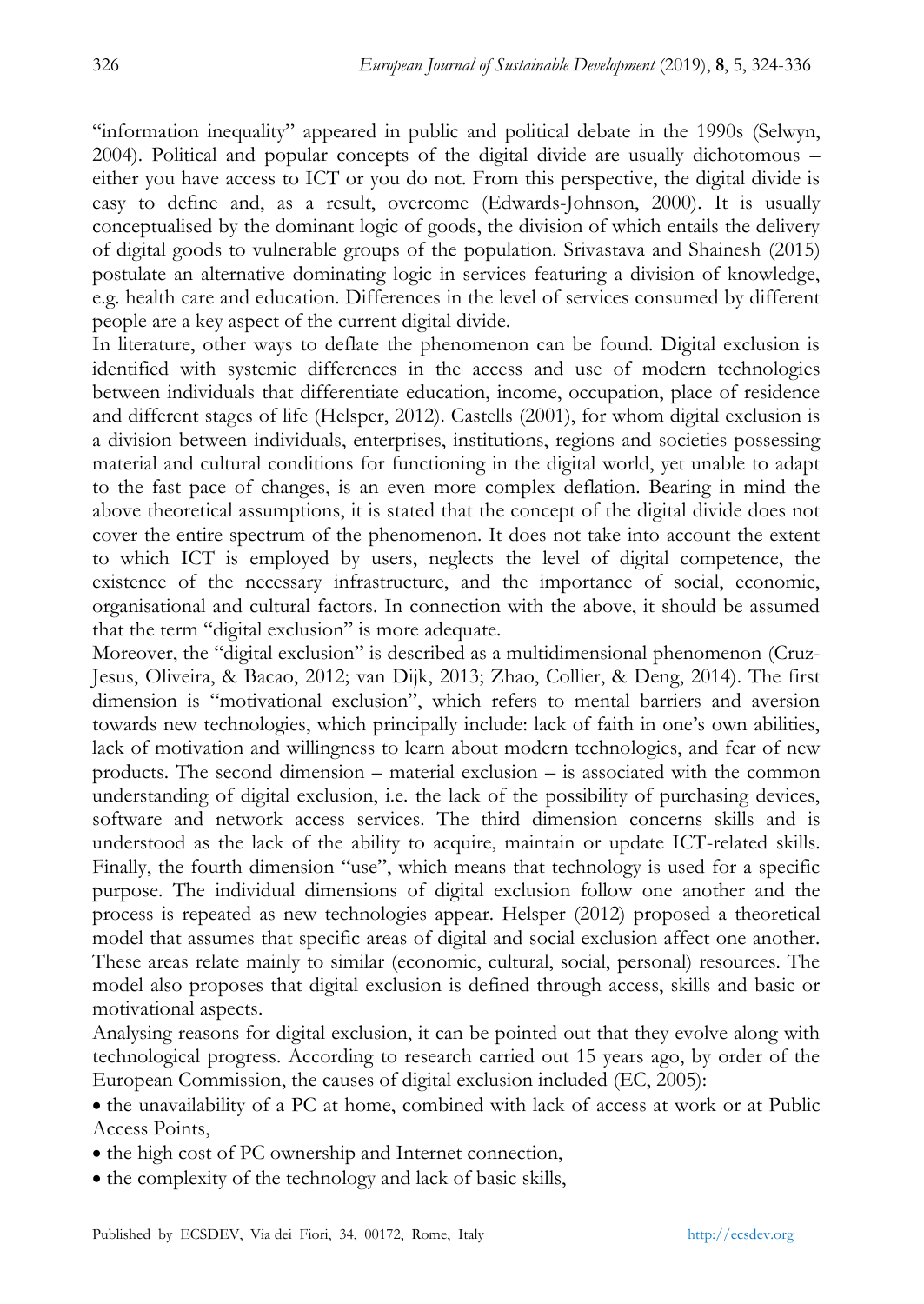"information inequality" appeared in public and political debate in the 1990s (Selwyn, 2004). Political and popular concepts of the digital divide are usually dichotomous – either you have access to ICT or you do not. From this perspective, the digital divide is easy to define and, as a result, overcome (Edwards-Johnson, 2000). It is usually conceptualised by the dominant logic of goods, the division of which entails the delivery of digital goods to vulnerable groups of the population. Srivastava and Shainesh (2015) postulate an alternative dominating logic in services featuring a division of knowledge, e.g. health care and education. Differences in the level of services consumed by different people are a key aspect of the current digital divide.

In literature, other ways to deflate the phenomenon can be found. Digital exclusion is identified with systemic differences in the access and use of modern technologies between individuals that differentiate education, income, occupation, place of residence and different stages of life (Helsper, 2012). Castells (2001), for whom digital exclusion is a division between individuals, enterprises, institutions, regions and societies possessing material and cultural conditions for functioning in the digital world, yet unable to adapt to the fast pace of changes, is an even more complex deflation. Bearing in mind the above theoretical assumptions, it is stated that the concept of the digital divide does not cover the entire spectrum of the phenomenon. It does not take into account the extent to which ICT is employed by users, neglects the level of digital competence, the existence of the necessary infrastructure, and the importance of social, economic, organisational and cultural factors. In connection with the above, it should be assumed that the term "digital exclusion" is more adequate.

Moreover, the "digital exclusion" is described as a multidimensional phenomenon (Cruz-Jesus, Oliveira, & Bacao, 2012; van Dijk, 2013; Zhao, Collier, & Deng, 2014). The first dimension is "motivational exclusion", which refers to mental barriers and aversion towards new technologies, which principally include: lack of faith in one's own abilities, lack of motivation and willingness to learn about modern technologies, and fear of new products. The second dimension – material exclusion – is associated with the common understanding of digital exclusion, i.e. the lack of the possibility of purchasing devices, software and network access services. The third dimension concerns skills and is understood as the lack of the ability to acquire, maintain or update ICT-related skills. Finally, the fourth dimension "use", which means that technology is used for a specific purpose. The individual dimensions of digital exclusion follow one another and the process is repeated as new technologies appear. Helsper (2012) proposed a theoretical model that assumes that specific areas of digital and social exclusion affect one another. These areas relate mainly to similar (economic, cultural, social, personal) resources. The model also proposes that digital exclusion is defined through access, skills and basic or motivational aspects.

Analysing reasons for digital exclusion, it can be pointed out that they evolve along with technological progress. According to research carried out 15 years ago, by order of the European Commission, the causes of digital exclusion included (EC, 2005):

- the unavailability of a PC at home, combined with lack of access at work or at Public Access Points,
- the high cost of PC ownership and Internet connection,
- the complexity of the technology and lack of basic skills,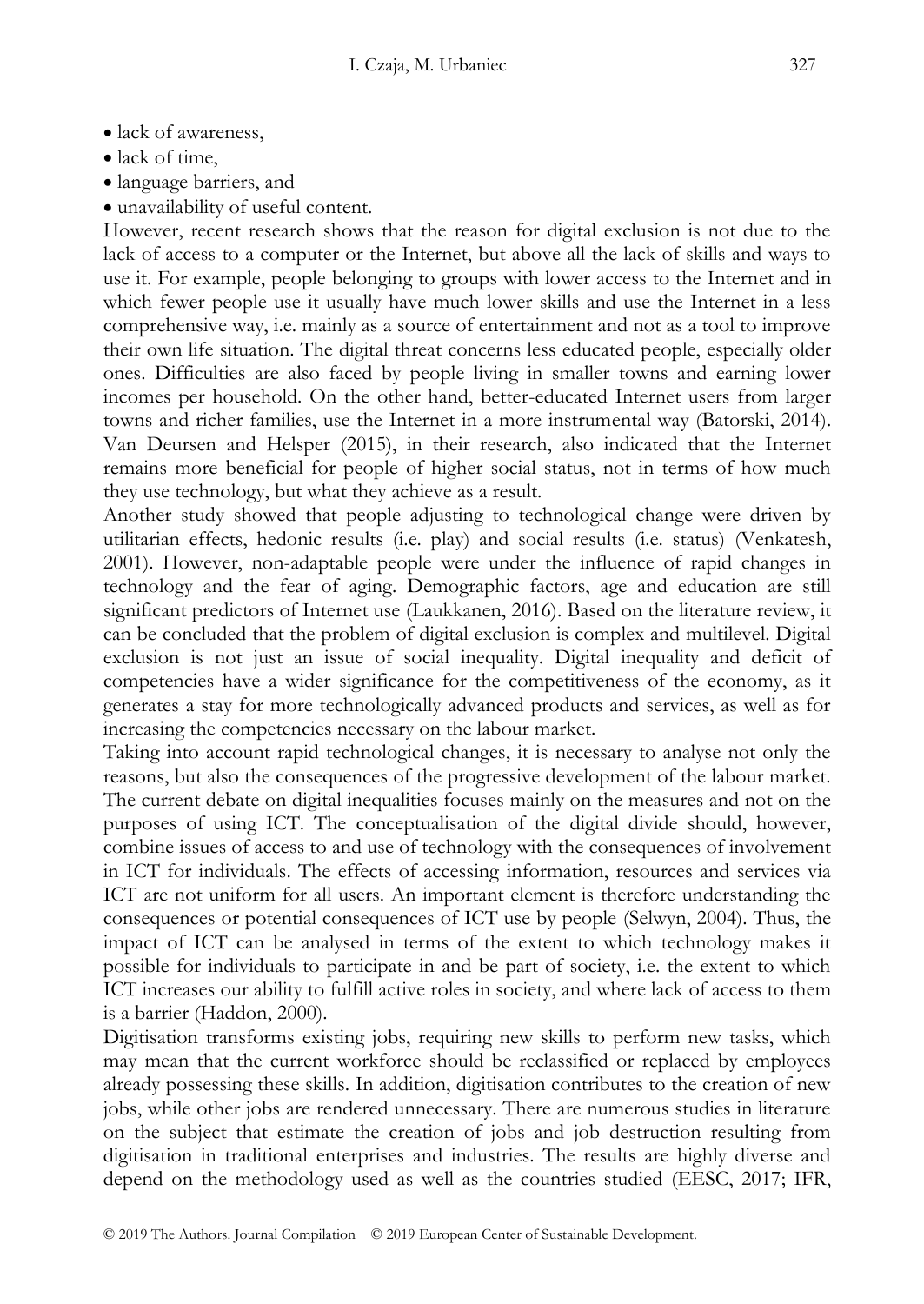- lack of awareness,
- lack of time,
- language barriers, and
- unavailability of useful content.

However, recent research shows that the reason for digital exclusion is not due to the lack of access to a computer or the Internet, but above all the lack of skills and ways to use it. For example, people belonging to groups with lower access to the Internet and in which fewer people use it usually have much lower skills and use the Internet in a less comprehensive way, i.e. mainly as a source of entertainment and not as a tool to improve their own life situation. The digital threat concerns less educated people, especially older ones. Difficulties are also faced by people living in smaller towns and earning lower incomes per household. On the other hand, better-educated Internet users from larger towns and richer families, use the Internet in a more instrumental way (Batorski, 2014). Van Deursen and Helsper (2015), in their research, also indicated that the Internet remains more beneficial for people of higher social status, not in terms of how much they use technology, but what they achieve as a result.

Another study showed that people adjusting to technological change were driven by utilitarian effects, hedonic results (i.e. play) and social results (i.e. status) (Venkatesh, 2001). However, non-adaptable people were under the influence of rapid changes in technology and the fear of aging. Demographic factors, age and education are still significant predictors of Internet use (Laukkanen, 2016). Based on the literature review, it can be concluded that the problem of digital exclusion is complex and multilevel. Digital exclusion is not just an issue of social inequality. Digital inequality and deficit of competencies have a wider significance for the competitiveness of the economy, as it generates a stay for more technologically advanced products and services, as well as for increasing the competencies necessary on the labour market.

Taking into account rapid technological changes, it is necessary to analyse not only the reasons, but also the consequences of the progressive development of the labour market. The current debate on digital inequalities focuses mainly on the measures and not on the purposes of using ICT. The conceptualisation of the digital divide should, however, combine issues of access to and use of technology with the consequences of involvement in ICT for individuals. The effects of accessing information, resources and services via ICT are not uniform for all users. An important element is therefore understanding the consequences or potential consequences of ICT use by people (Selwyn, 2004). Thus, the impact of ICT can be analysed in terms of the extent to which technology makes it possible for individuals to participate in and be part of society, i.e. the extent to which ICT increases our ability to fulfill active roles in society, and where lack of access to them is a barrier (Haddon, 2000).

Digitisation transforms existing jobs, requiring new skills to perform new tasks, which may mean that the current workforce should be reclassified or replaced by employees already possessing these skills. In addition, digitisation contributes to the creation of new jobs, while other jobs are rendered unnecessary. There are numerous studies in literature on the subject that estimate the creation of jobs and job destruction resulting from digitisation in traditional enterprises and industries. The results are highly diverse and depend on the methodology used as well as the countries studied (EESC, 2017; IFR,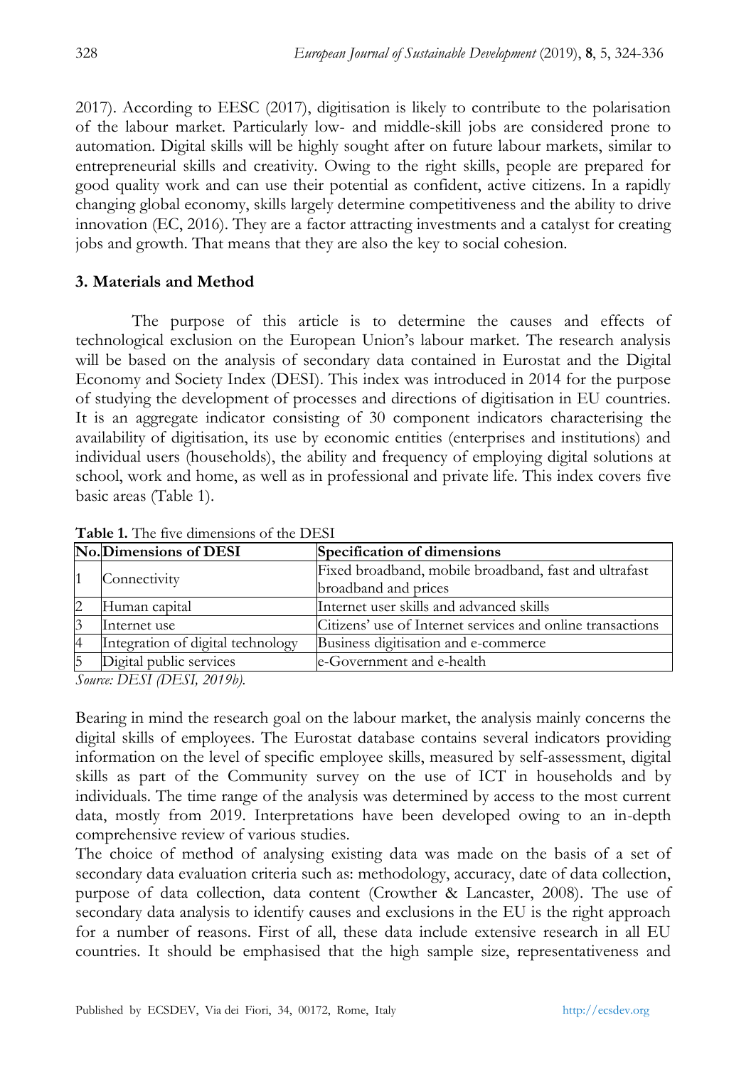2017). According to EESC (2017), digitisation is likely to contribute to the polarisation of the labour market. Particularly low- and middle-skill jobs are considered prone to automation. Digital skills will be highly sought after on future labour markets, similar to entrepreneurial skills and creativity. Owing to the right skills, people are prepared for good quality work and can use their potential as confident, active citizens. In a rapidly changing global economy, skills largely determine competitiveness and the ability to drive innovation (EC, 2016). They are a factor attracting investments and a catalyst for creating jobs and growth. That means that they are also the key to social cohesion.

## 3. Materials and Method

The purpose of this article is to determine the causes and effects of technological exclusion on the European Union's labour market. The research analysis will be based on the analysis of secondary data contained in Eurostat and the Digital Economy and Society Index (DESI). This index was introduced in 2014 for the purpose of studying the development of processes and directions of digitisation in EU countries. It is an aggregate indicator consisting of 30 component indicators characterising the availability of digitisation, its use by economic entities (enterprises and institutions) and individual users (households), the ability and frequency of employing digital solutions at school, work and home, as well as in professional and private life. This index covers five basic areas (Table 1).

**Table 1.** The five dimensions of the DESI

| No. | Dimensions of DESI | Specification of dimensions |
|---|---|---|
| 1 | Connectivity | Fixed broadband, mobile broadband, fast and ultrafast broadband and prices |
| 2 | Human capital | Internet user skills and advanced skills |
| 3 | Internet use | Citizens' use of Internet services and online transactions |
| 4 | Integration of digital technology | Business digitisation and e-commerce |
| 5 | Digital public services | e-Government and e-health |

*Source: DESI (DESI, 2019b).*

Bearing in mind the research goal on the labour market, the analysis mainly concerns the digital skills of employees. The Eurostat database contains several indicators providing information on the level of specific employee skills, measured by self-assessment, digital skills as part of the Community survey on the use of ICT in households and by individuals. The time range of the analysis was determined by access to the most current data, mostly from 2019. Interpretations have been developed owing to an in-depth comprehensive review of various studies.

The choice of method of analysing existing data was made on the basis of a set of secondary data evaluation criteria such as: methodology, accuracy, date of data collection, purpose of data collection, data content (Crowther & Lancaster, 2008). The use of secondary data analysis to identify causes and exclusions in the EU is the right approach for a number of reasons. First of all, these data include extensive research in all EU countries. It should be emphasised that the high sample size, representativeness and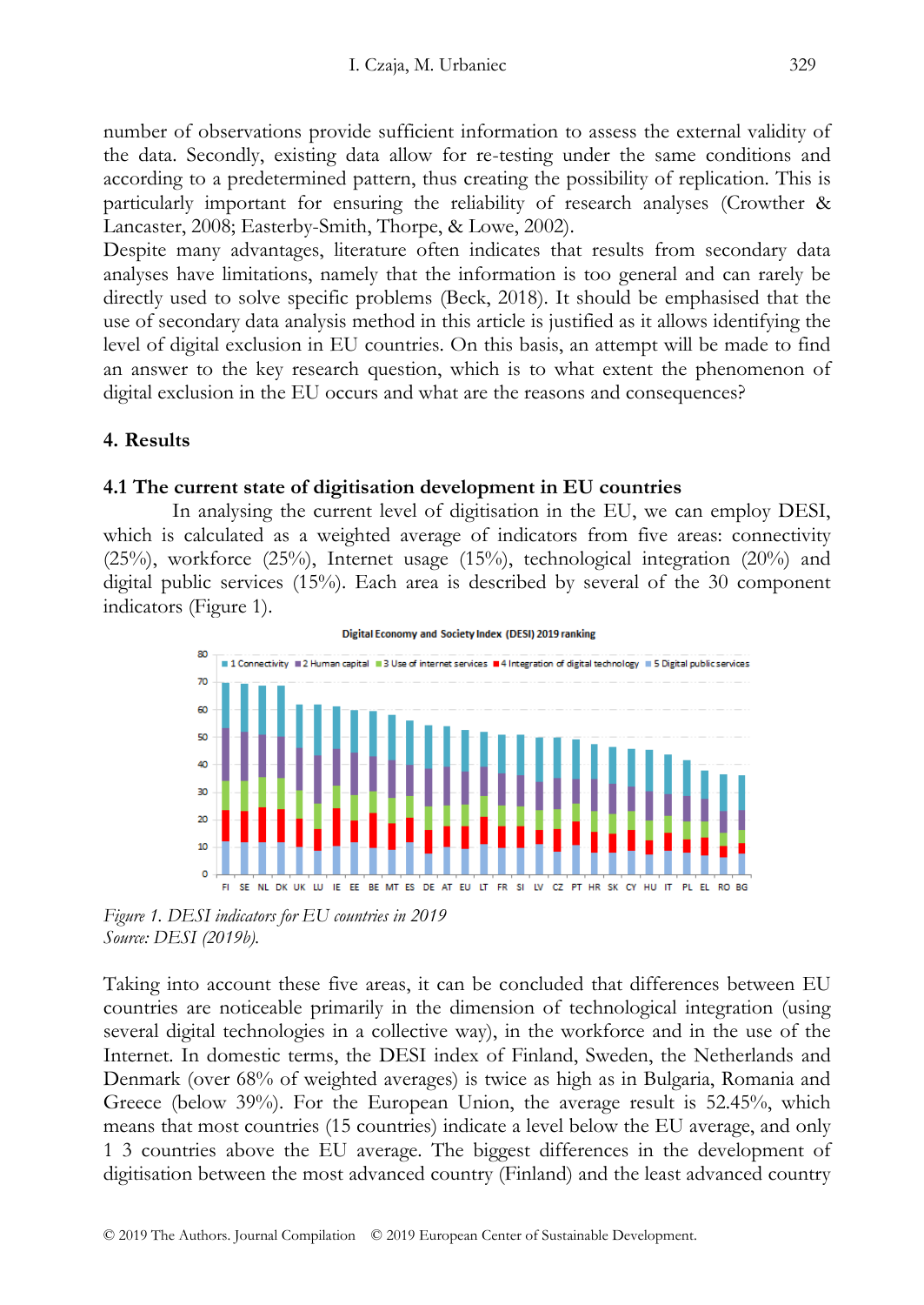number of observations provide sufficient information to assess the external validity of the data. Secondly, existing data allow for re-testing under the same conditions and according to a predetermined pattern, thus creating the possibility of replication. This is particularly important for ensuring the reliability of research analyses (Crowther & Lancaster, 2008; Easterby-Smith, Thorpe, & Lowe, 2002).

Despite many advantages, literature often indicates that results from secondary data analyses have limitations, namely that the information is too general and can rarely be directly used to solve specific problems (Beck, 2018). It should be emphasised that the use of secondary data analysis method in this article is justified as it allows identifying the level of digital exclusion in EU countries. On this basis, an attempt will be made to find an answer to the key research question, which is to what extent the phenomenon of digital exclusion in the EU occurs and what are the reasons and consequences?

## 4. Results

### 4.1 The current state of digitisation development in EU countries

In analysing the current level of digitisation in the EU, we can employ DESI, which is calculated as a weighted average of indicators from five areas: connectivity (25%), workforce (25%), Internet usage (15%), technological integration (20%) and digital public services (15%). Each area is described by several of the 30 component indicators (Figure 1).

*Figure 1. DESI indicators for EU countries in 2019*
*Source: DESI (2019b).*

Taking into account these five areas, it can be concluded that differences between EU countries are noticeable primarily in the dimension of technological integration (using several digital technologies in a collective way), in the workforce and in the use of the Internet. In domestic terms, the DESI index of Finland, Sweden, the Netherlands and Denmark (over 68% of weighted averages) is twice as high as in Bulgaria, Romania and Greece (below 39%). For the European Union, the average result is 52.45%, which means that most countries (15 countries) indicate a level below the EU average, and only 1 3 countries above the EU average. The biggest differences in the development of digitisation between the most advanced country (Finland) and the least advanced country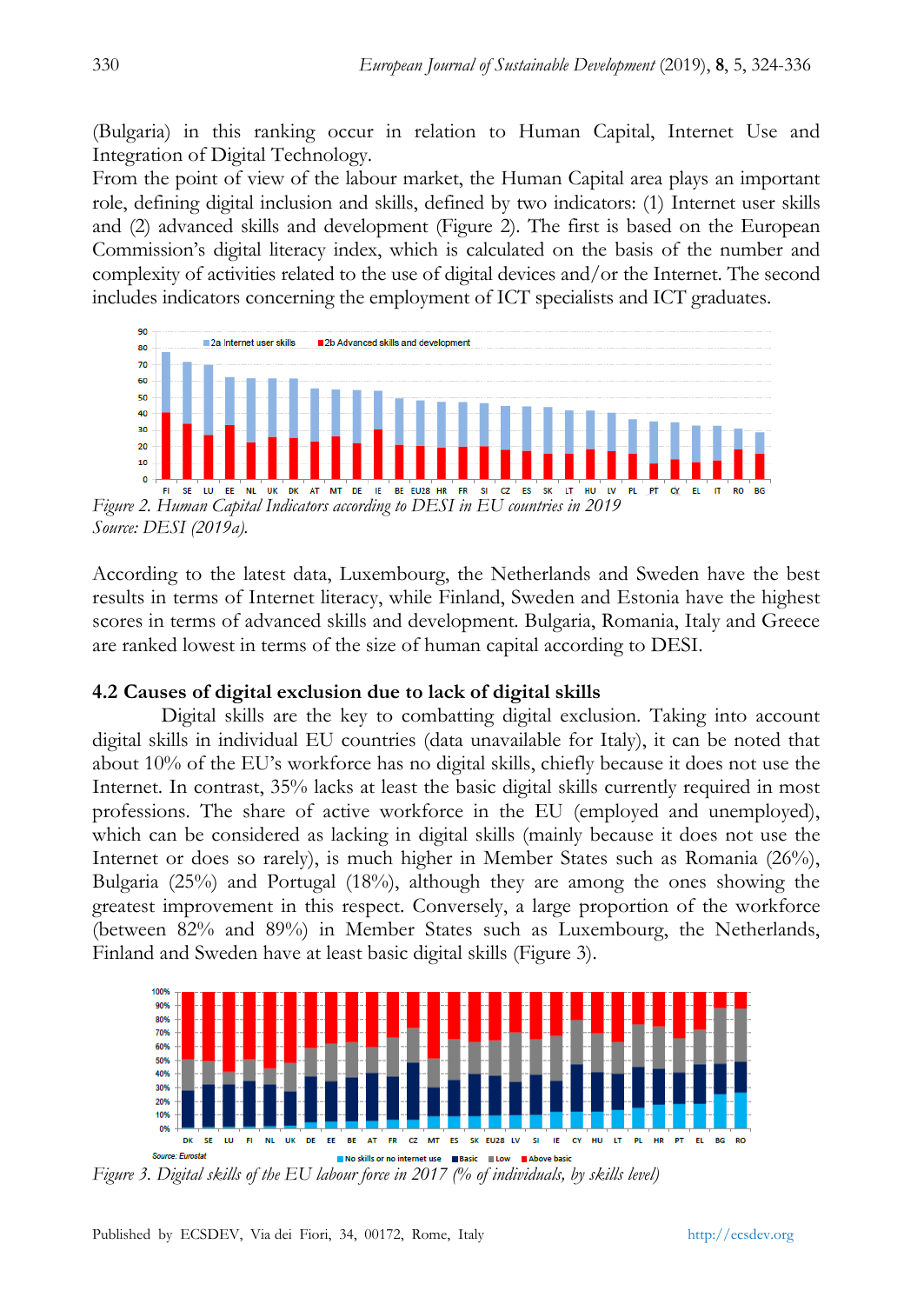(Bulgaria) in this ranking occur in relation to Human Capital, Internet Use and Integration of Digital Technology.

From the point of view of the labour market, the Human Capital area plays an important role, defining digital inclusion and skills, defined by two indicators: (1) Internet user skills and (2) advanced skills and development (Figure 2). The first is based on the European Commission's digital literacy index, which is calculated on the basis of the number and complexity of activities related to the use of digital devices and/or the Internet. The second includes indicators concerning the employment of ICT specialists and ICT graduates.

*Figure 2. Human Capital Indicators according to DESI in EU countries in 2019*
*Source: DESI (2019a).*

According to the latest data, Luxembourg, the Netherlands and Sweden have the best results in terms of Internet literacy, while Finland, Sweden and Estonia have the highest scores in terms of advanced skills and development. Bulgaria, Romania, Italy and Greece are ranked lowest in terms of the size of human capital according to DESI.

### 4.2 Causes of digital exclusion due to lack of digital skills

Digital skills are the key to combatting digital exclusion. Taking into account digital skills in individual EU countries (data unavailable for Italy), it can be noted that about 10% of the EU's workforce has no digital skills, chiefly because it does not use the Internet. In contrast, 35% lacks at least the basic digital skills currently required in most professions. The share of active workforce in the EU (employed and unemployed), which can be considered as lacking in digital skills (mainly because it does not use the Internet or does so rarely), is much higher in Member States such as Romania (26%), Bulgaria (25%) and Portugal (18%), although they are among the ones showing the greatest improvement in this respect. Conversely, a large proportion of the workforce (between 82% and 89%) in Member States such as Luxembourg, the Netherlands, Finland and Sweden have at least basic digital skills (Figure 3).

*Figure 3. Digital skills of the EU labour force in 2017 (% of individuals, by skills level)*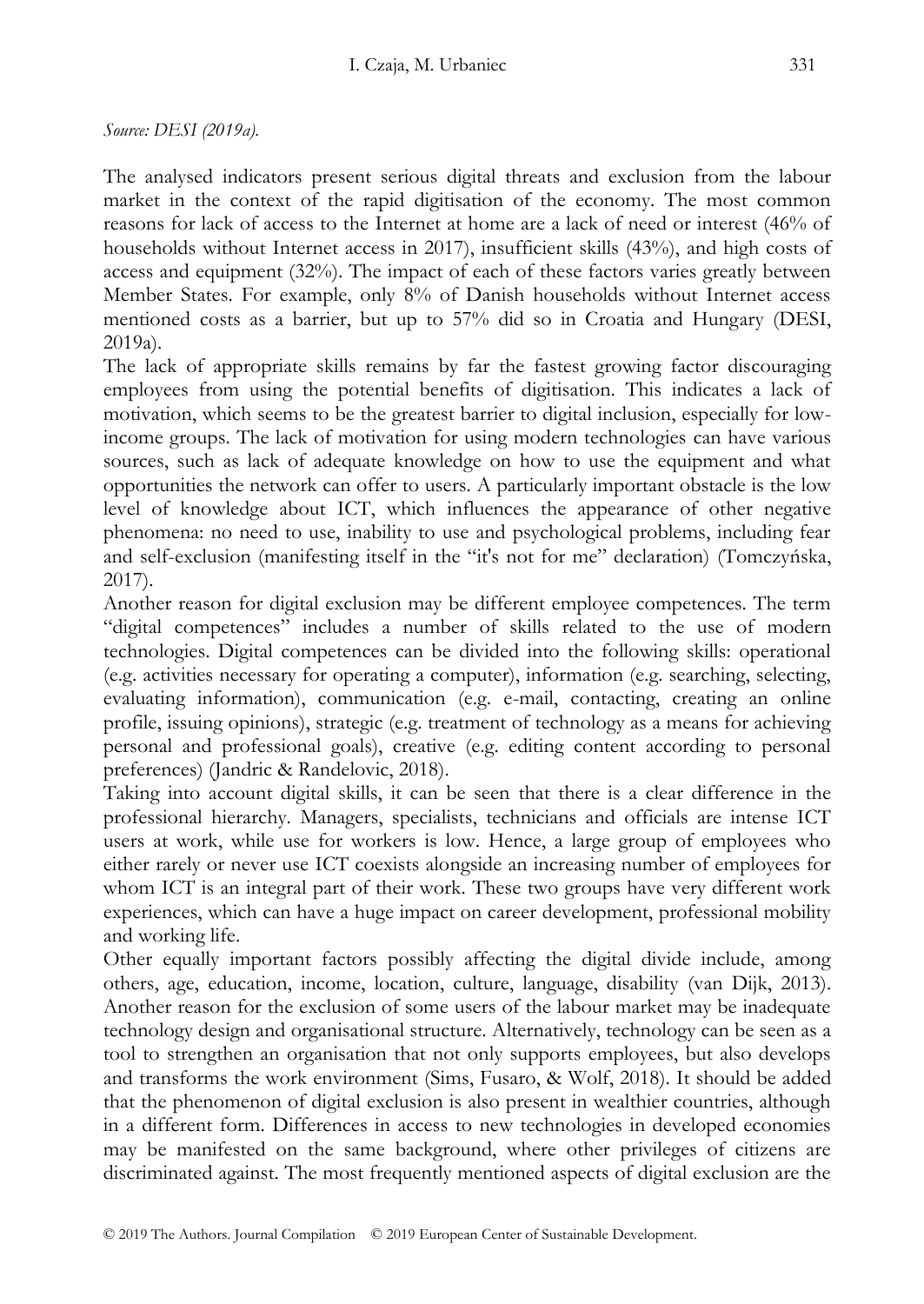*Source: DESI (2019a).*

The analysed indicators present serious digital threats and exclusion from the labour market in the context of the rapid digitisation of the economy. The most common reasons for lack of access to the Internet at home are a lack of need or interest (46% of households without Internet access in 2017), insufficient skills (43%), and high costs of access and equipment (32%). The impact of each of these factors varies greatly between Member States. For example, only 8% of Danish households without Internet access mentioned costs as a barrier, but up to 57% did so in Croatia and Hungary (DESI, 2019a).

The lack of appropriate skills remains by far the fastest growing factor discouraging employees from using the potential benefits of digitisation. This indicates a lack of motivation, which seems to be the greatest barrier to digital inclusion, especially for low-income groups. The lack of motivation for using modern technologies can have various sources, such as lack of adequate knowledge on how to use the equipment and what opportunities the network can offer to users. A particularly important obstacle is the low level of knowledge about ICT, which influences the appearance of other negative phenomena: no need to use, inability to use and psychological problems, including fear and self-exclusion (manifesting itself in the "it's not for me" declaration) (Tomczyńska, 2017).

Another reason for digital exclusion may be different employee competences. The term "digital competences" includes a number of skills related to the use of modern technologies. Digital competences can be divided into the following skills: operational (e.g. activities necessary for operating a computer), information (e.g. searching, selecting, evaluating information), communication (e.g. e-mail, contacting, creating an online profile, issuing opinions), strategic (e.g. treatment of technology as a means for achieving personal and professional goals), creative (e.g. editing content according to personal preferences) (Jandric & Randelovic, 2018).

Taking into account digital skills, it can be seen that there is a clear difference in the professional hierarchy. Managers, specialists, technicians and officials are intense ICT users at work, while use for workers is low. Hence, a large group of employees who either rarely or never use ICT coexists alongside an increasing number of employees for whom ICT is an integral part of their work. These two groups have very different work experiences, which can have a huge impact on career development, professional mobility and working life.

Other equally important factors possibly affecting the digital divide include, among others, age, education, income, location, culture, language, disability (van Dijk, 2013). Another reason for the exclusion of some users of the labour market may be inadequate technology design and organisational structure. Alternatively, technology can be seen as a tool to strengthen an organisation that not only supports employees, but also develops and transforms the work environment (Sims, Fusaro, & Wolf, 2018). It should be added that the phenomenon of digital exclusion is also present in wealthier countries, although in a different form. Differences in access to new technologies in developed economies may be manifested on the same background, where other privileges of citizens are discriminated against. The most frequently mentioned aspects of digital exclusion are the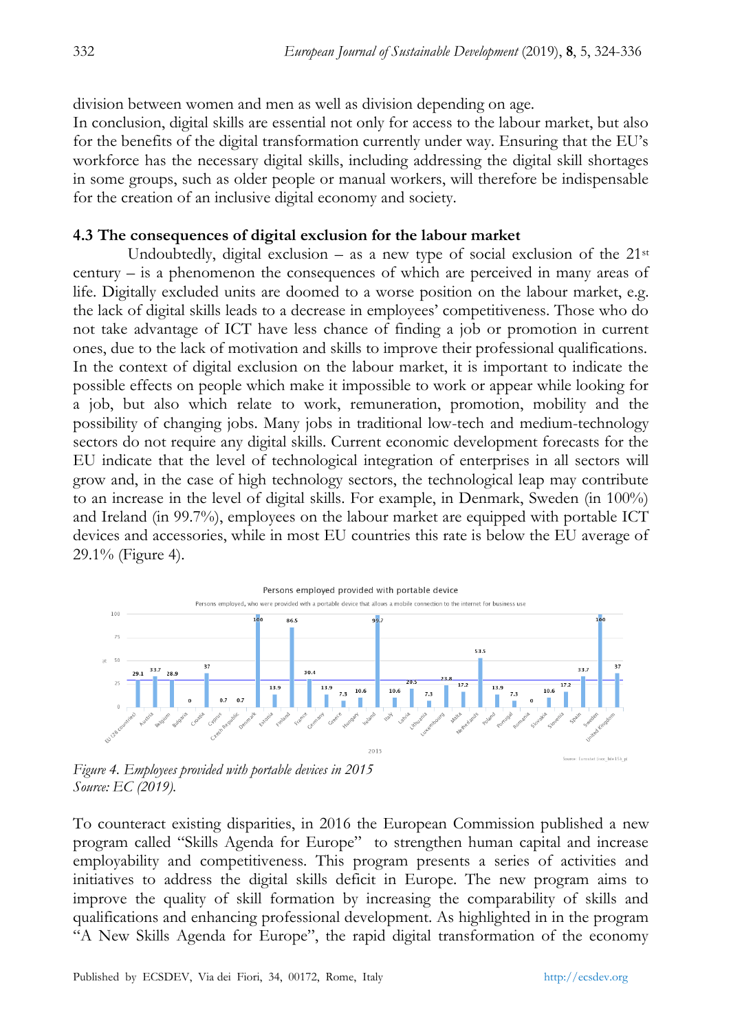division between women and men as well as division depending on age.

In conclusion, digital skills are essential not only for access to the labour market, but also for the benefits of the digital transformation currently under way. Ensuring that the EU's workforce has the necessary digital skills, including addressing the digital skill shortages in some groups, such as older people or manual workers, will therefore be indispensable for the creation of an inclusive digital economy and society.

### 4.3 The consequences of digital exclusion for the labour market

Undoubtedly, digital exclusion – as a new type of social exclusion of the 21st century – is a phenomenon the consequences of which are perceived in many areas of life. Digitally excluded units are doomed to a worse position on the labour market, e.g. the lack of digital skills leads to a decrease in employees' competitiveness. Those who do not take advantage of ICT have less chance of finding a job or promotion in current ones, due to the lack of motivation and skills to improve their professional qualifications. In the context of digital exclusion on the labour market, it is important to indicate the possible effects on people which make it impossible to work or appear while looking for a job, but also which relate to work, remuneration, promotion, mobility and the possibility of changing jobs. Many jobs in traditional low-tech and medium-technology sectors do not require any digital skills. Current economic development forecasts for the EU indicate that the level of technological integration of enterprises in all sectors will grow and, in the case of high technology sectors, the technological leap may contribute to an increase in the level of digital skills. For example, in Denmark, Sweden (in 100%) and Ireland (in 99.7%), employees on the labour market are equipped with portable ICT devices and accessories, while in most EU countries this rate is below the EU average of 29.1% (Figure 4).

Persons employed provided with portable device

Persons employed, who were provided with a portable device that allows a mobile connection to the internet for business use

| Country | % (2015) |
|---|---|
| EU (28 countries) | 29.1 |
| Austria | 33.7 |
| Belgium | 28.9 |
| Bulgaria | 0 |
| Croatia | 37 |
| Cyprus | 0.7 |
| Czech Republic | 0.7 |
| Denmark | 100 |
| Estonia | 13.9 |
| Finland | 86.5 |
| France | 30.4 |
| Germany | 13.9 |
| Greece | 7.3 |
| Hungary | 10.6 |
| Iceland | 99.7 |
| Italy | 10.6 |
| Latvia | 20.5 |
| Lithuania | 7.3 |
| Luxembourg | 23.8 |
| Malta | 17.2 |
| Netherlands | 53.5 |
| Poland | 13.9 |
| Portugal | 7.3 |
| Romania | 0 |
| Slovakia | 10.6 |
| Slovenia | 17.2 |
| Spain | 33.7 |
| Sweden | 100 |
| United Kingdom | 37 |

Source: Eurostat (isoc_bde15b_p)

*Figure 4. Employees provided with portable devices in 2015*
*Source: EC (2019).*

To counteract existing disparities, in 2016 the European Commission published a new program called "Skills Agenda for Europe" to strengthen human capital and increase employability and competitiveness. This program presents a series of activities and initiatives to address the digital skills deficit in Europe. The new program aims to improve the quality of skill formation by increasing the comparability of skills and qualifications and enhancing professional development. As highlighted in in the program "A New Skills Agenda for Europe", the rapid digital transformation of the economy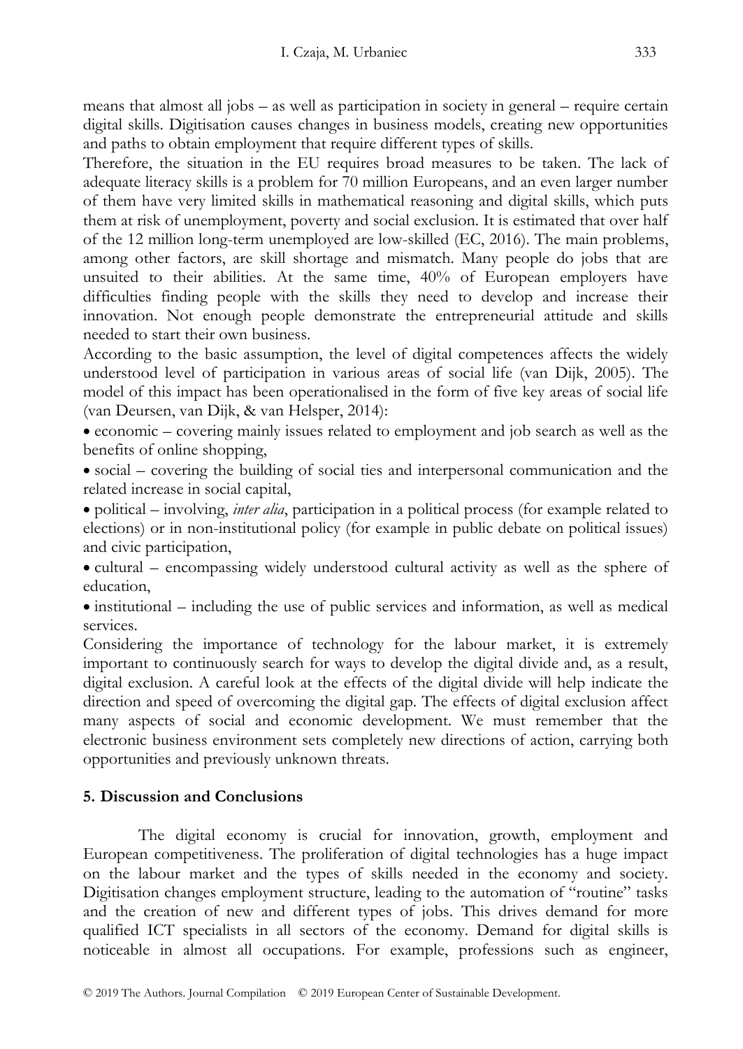means that almost all jobs – as well as participation in society in general – require certain digital skills. Digitisation causes changes in business models, creating new opportunities and paths to obtain employment that require different types of skills.

Therefore, the situation in the EU requires broad measures to be taken. The lack of adequate literacy skills is a problem for 70 million Europeans, and an even larger number of them have very limited skills in mathematical reasoning and digital skills, which puts them at risk of unemployment, poverty and social exclusion. It is estimated that over half of the 12 million long-term unemployed are low-skilled (EC, 2016). The main problems, among other factors, are skill shortage and mismatch. Many people do jobs that are unsuited to their abilities. At the same time, 40% of European employers have difficulties finding people with the skills they need to develop and increase their innovation. Not enough people demonstrate the entrepreneurial attitude and skills needed to start their own business.

According to the basic assumption, the level of digital competences affects the widely understood level of participation in various areas of social life (van Dijk, 2005). The model of this impact has been operationalised in the form of five key areas of social life (van Deursen, van Dijk, & van Helsper, 2014):

- economic – covering mainly issues related to employment and job search as well as the benefits of online shopping,
- social – covering the building of social ties and interpersonal communication and the related increase in social capital,
- political – involving, *inter alia*, participation in a political process (for example related to elections) or in non-institutional policy (for example in public debate on political issues) and civic participation,
- cultural – encompassing widely understood cultural activity as well as the sphere of education,
- institutional – including the use of public services and information, as well as medical services.

Considering the importance of technology for the labour market, it is extremely important to continuously search for ways to develop the digital divide and, as a result, digital exclusion. A careful look at the effects of the digital divide will help indicate the direction and speed of overcoming the digital gap. The effects of digital exclusion affect many aspects of social and economic development. We must remember that the electronic business environment sets completely new directions of action, carrying both opportunities and previously unknown threats.

## 5. Discussion and Conclusions

The digital economy is crucial for innovation, growth, employment and European competitiveness. The proliferation of digital technologies has a huge impact on the labour market and the types of skills needed in the economy and society. Digitisation changes employment structure, leading to the automation of "routine" tasks and the creation of new and different types of jobs. This drives demand for more qualified ICT specialists in all sectors of the economy. Demand for digital skills is noticeable in almost all occupations. For example, professions such as engineer,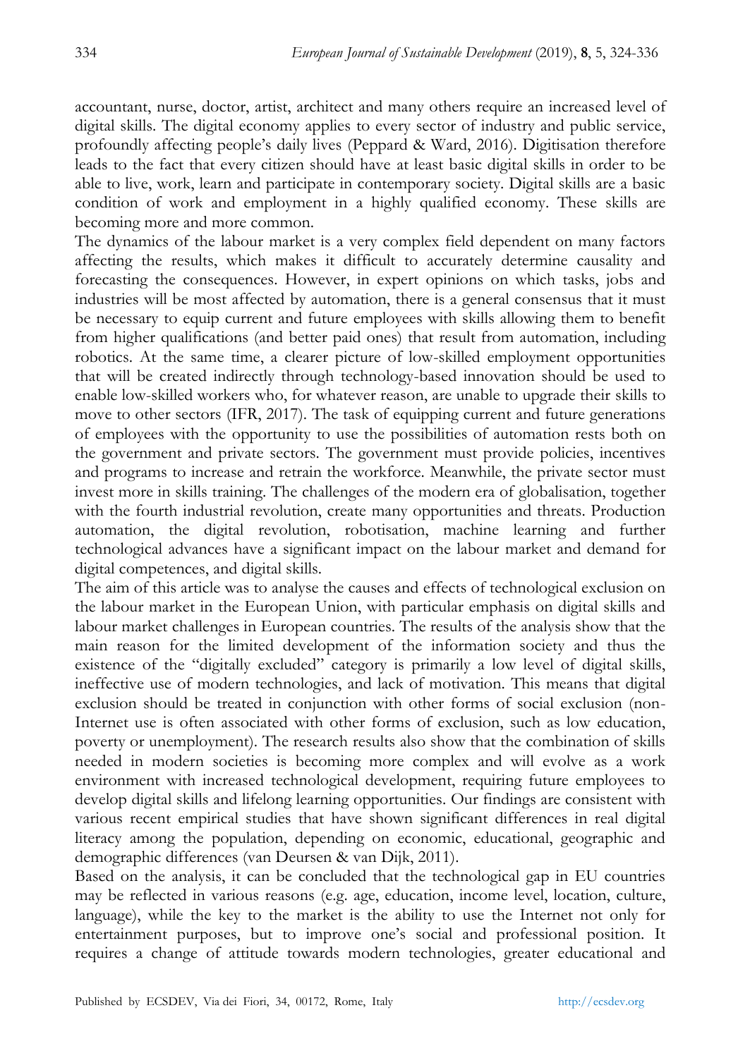accountant, nurse, doctor, artist, architect and many others require an increased level of digital skills. The digital economy applies to every sector of industry and public service, profoundly affecting people's daily lives (Peppard & Ward, 2016). Digitisation therefore leads to the fact that every citizen should have at least basic digital skills in order to be able to live, work, learn and participate in contemporary society. Digital skills are a basic condition of work and employment in a highly qualified economy. These skills are becoming more and more common.

The dynamics of the labour market is a very complex field dependent on many factors affecting the results, which makes it difficult to accurately determine causality and forecasting the consequences. However, in expert opinions on which tasks, jobs and industries will be most affected by automation, there is a general consensus that it must be necessary to equip current and future employees with skills allowing them to benefit from higher qualifications (and better paid ones) that result from automation, including robotics. At the same time, a clearer picture of low-skilled employment opportunities that will be created indirectly through technology-based innovation should be used to enable low-skilled workers who, for whatever reason, are unable to upgrade their skills to move to other sectors (IFR, 2017). The task of equipping current and future generations of employees with the opportunity to use the possibilities of automation rests both on the government and private sectors. The government must provide policies, incentives and programs to increase and retrain the workforce. Meanwhile, the private sector must invest more in skills training. The challenges of the modern era of globalisation, together with the fourth industrial revolution, create many opportunities and threats. Production automation, the digital revolution, robotisation, machine learning and further technological advances have a significant impact on the labour market and demand for digital competences, and digital skills.

The aim of this article was to analyse the causes and effects of technological exclusion on the labour market in the European Union, with particular emphasis on digital skills and labour market challenges in European countries. The results of the analysis show that the main reason for the limited development of the information society and thus the existence of the "digitally excluded" category is primarily a low level of digital skills, ineffective use of modern technologies, and lack of motivation. This means that digital exclusion should be treated in conjunction with other forms of social exclusion (non-Internet use is often associated with other forms of exclusion, such as low education, poverty or unemployment). The research results also show that the combination of skills needed in modern societies is becoming more complex and will evolve as a work environment with increased technological development, requiring future employees to develop digital skills and lifelong learning opportunities. Our findings are consistent with various recent empirical studies that have shown significant differences in real digital literacy among the population, depending on economic, educational, geographic and demographic differences (van Deursen & van Dijk, 2011).

Based on the analysis, it can be concluded that the technological gap in EU countries may be reflected in various reasons (e.g. age, education, income level, location, culture, language), while the key to the market is the ability to use the Internet not only for entertainment purposes, but to improve one's social and professional position. It requires a change of attitude towards modern technologies, greater educational and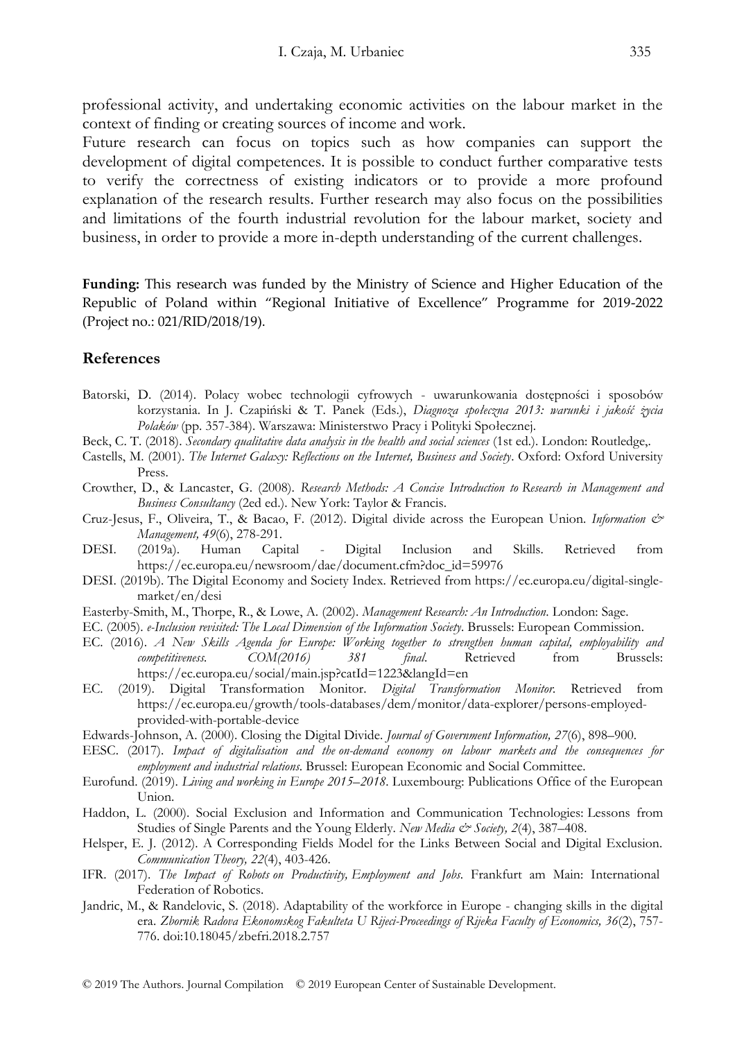professional activity, and undertaking economic activities on the labour market in the context of finding or creating sources of income and work.

Future research can focus on topics such as how companies can support the development of digital competences. It is possible to conduct further comparative tests to verify the correctness of existing indicators or to provide a more profound explanation of the research results. Further research may also focus on the possibilities and limitations of the fourth industrial revolution for the labour market, society and business, in order to provide a more in-depth understanding of the current challenges.

**Funding:** This research was funded by the Ministry of Science and Higher Education of the Republic of Poland within "Regional Initiative of Excellence" Programme for 2019-2022 (Project no.: 021/RID/2018/19).

## References

Batorski, D. (2014). Polacy wobec technologii cyfrowych - uwarunkowania dostępności i sposobów korzystania. In J. Czapiński & T. Panek (Eds.), *Diagnoza społeczna 2013: warunki i jakość życia Polaków* (pp. 357-384). Warszawa: Ministerstwo Pracy i Polityki Społecznej.

Beck, C. T. (2018). *Secondary qualitative data analysis in the health and social sciences* (1st ed.). London: Routledge,.

Castells, M. (2001). *The Internet Galaxy: Reflections on the Internet, Business and Society*. Oxford: Oxford University Press.

Crowther, D., & Lancaster, G. (2008). *Research Methods: A Concise Introduction to Research in Management and Business Consultancy* (2ed ed.). New York: Taylor & Francis.

Cruz-Jesus, F., Oliveira, T., & Bacao, F. (2012). Digital divide across the European Union. *Information & Management, 49*(6), 278-291.

DESI. (2019a). Human Capital - Digital Inclusion and Skills. Retrieved from https://ec.europa.eu/newsroom/dae/document.cfm?doc_id=59976

DESI. (2019b). The Digital Economy and Society Index. Retrieved from https://ec.europa.eu/digital-single-market/en/desi

Easterby-Smith, M., Thorpe, R., & Lowe, A. (2002). *Management Research: An Introduction*. London: Sage.

EC. (2005). *e-Inclusion revisited: The Local Dimension of the Information Society*. Brussels: European Commission.

EC. (2016). *A New Skills Agenda for Europe: Working together to strengthen human capital, employability and competitiveness. COM(2016) 381 final*. Retrieved from Brussels: https://ec.europa.eu/social/main.jsp?catId=1223&langId=en

EC. (2019). Digital Transformation Monitor. *Digital Transformation Monitor*. Retrieved from https://ec.europa.eu/growth/tools-databases/dem/monitor/data-explorer/persons-employed-provided-with-portable-device

Edwards-Johnson, A. (2000). Closing the Digital Divide. *Journal of Government Information, 27*(6), 898–900.

EESC. (2017). *Impact of digitalisation and the on-demand economy on labour markets and the consequences for employment and industrial relations*. Brussel: European Economic and Social Committee.

Eurofund. (2019). *Living and working in Europe 2015–2018*. Luxembourg: Publications Office of the European Union.

Haddon, L. (2000). Social Exclusion and Information and Communication Technologies: Lessons from Studies of Single Parents and the Young Elderly. *New Media & Society, 2*(4), 387–408.

Helsper, E. J. (2012). A Corresponding Fields Model for the Links Between Social and Digital Exclusion. *Communication Theory, 22*(4), 403-426.

IFR. (2017). *The Impact of Robots on Productivity, Employment and Jobs*. Frankfurt am Main: International Federation of Robotics.

Jandric, M., & Randelovic, S. (2018). Adaptability of the workforce in Europe - changing skills in the digital era. *Zbornik Radova Ekonomskog Fakulteta U Rijeci-Proceedings of Rijeka Faculty of Economics, 36*(2), 757-776. doi:10.18045/zbefri.2018.2.757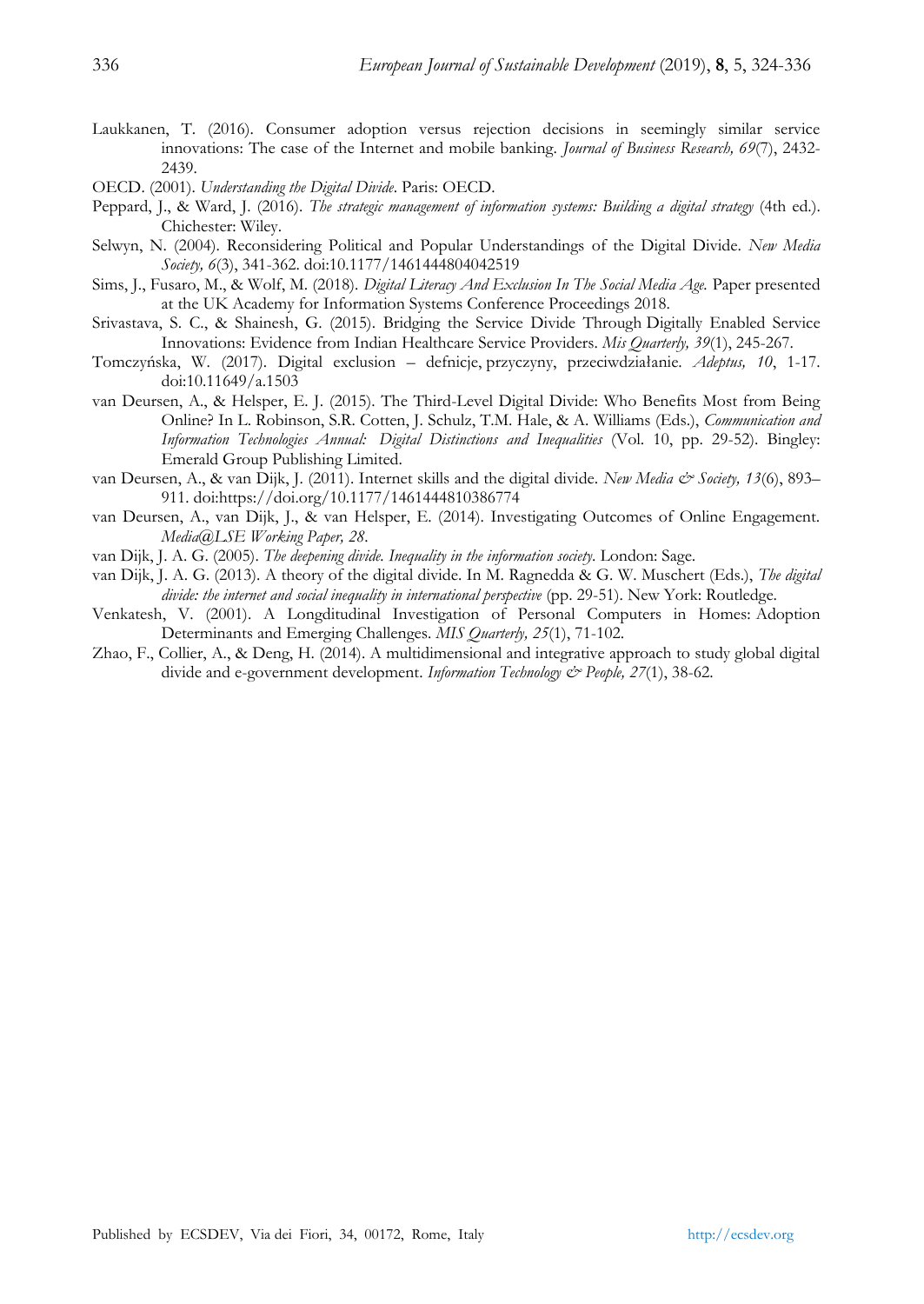Laukkanen, T. (2016). Consumer adoption versus rejection decisions in seemingly similar service innovations: The case of the Internet and mobile banking. *Journal of Business Research, 69*(7), 2432-2439.

OECD. (2001). *Understanding the Digital Divide*. Paris: OECD.

Peppard, J., & Ward, J. (2016). *The strategic management of information systems: Building a digital strategy* (4th ed.). Chichester: Wiley.

Selwyn, N. (2004). Reconsidering Political and Popular Understandings of the Digital Divide. *New Media Society, 6*(3), 341-362. doi:10.1177/1461444804042519

Sims, J., Fusaro, M., & Wolf, M. (2018). *Digital Literacy And Exclusion In The Social Media Age.* Paper presented at the UK Academy for Information Systems Conference Proceedings 2018.

Srivastava, S. C., & Shainesh, G. (2015). Bridging the Service Divide Through Digitally Enabled Service Innovations: Evidence from Indian Healthcare Service Providers. *Mis Quarterly, 39*(1), 245-267.

Tomczyńska, W. (2017). Digital exclusion – defnicje, przyczyny, przeciwdziałanie. *Adeptus, 10*, 1-17. doi:10.11649/a.1503

van Deursen, A., & Helsper, E. J. (2015). The Third-Level Digital Divide: Who Benefits Most from Being Online? In L. Robinson, S.R. Cotten, J. Schulz, T.M. Hale, & A. Williams (Eds.), *Communication and Information Technologies Annual: Digital Distinctions and Inequalities* (Vol. 10, pp. 29-52). Bingley: Emerald Group Publishing Limited.

van Deursen, A., & van Dijk, J. (2011). Internet skills and the digital divide. *New Media & Society, 13*(6), 893–911. doi:https://doi.org/10.1177/1461444810386774

van Deursen, A., van Dijk, J., & van Helsper, E. (2014). Investigating Outcomes of Online Engagement. *Media@LSE Working Paper, 28*.

van Dijk, J. A. G. (2005). *The deepening divide. Inequality in the information society.* London: Sage.

van Dijk, J. A. G. (2013). A theory of the digital divide. In M. Ragnedda & G. W. Muschert (Eds.), *The digital divide: the internet and social inequality in international perspective* (pp. 29-51). New York: Routledge.

Venkatesh, V. (2001). A Longditudinal Investigation of Personal Computers in Homes: Adoption Determinants and Emerging Challenges. *MIS Quarterly, 25*(1), 71-102.

Zhao, F., Collier, A., & Deng, H. (2014). A multidimensional and integrative approach to study global digital divide and e-government development. *Information Technology & People, 27*(1), 38-62.